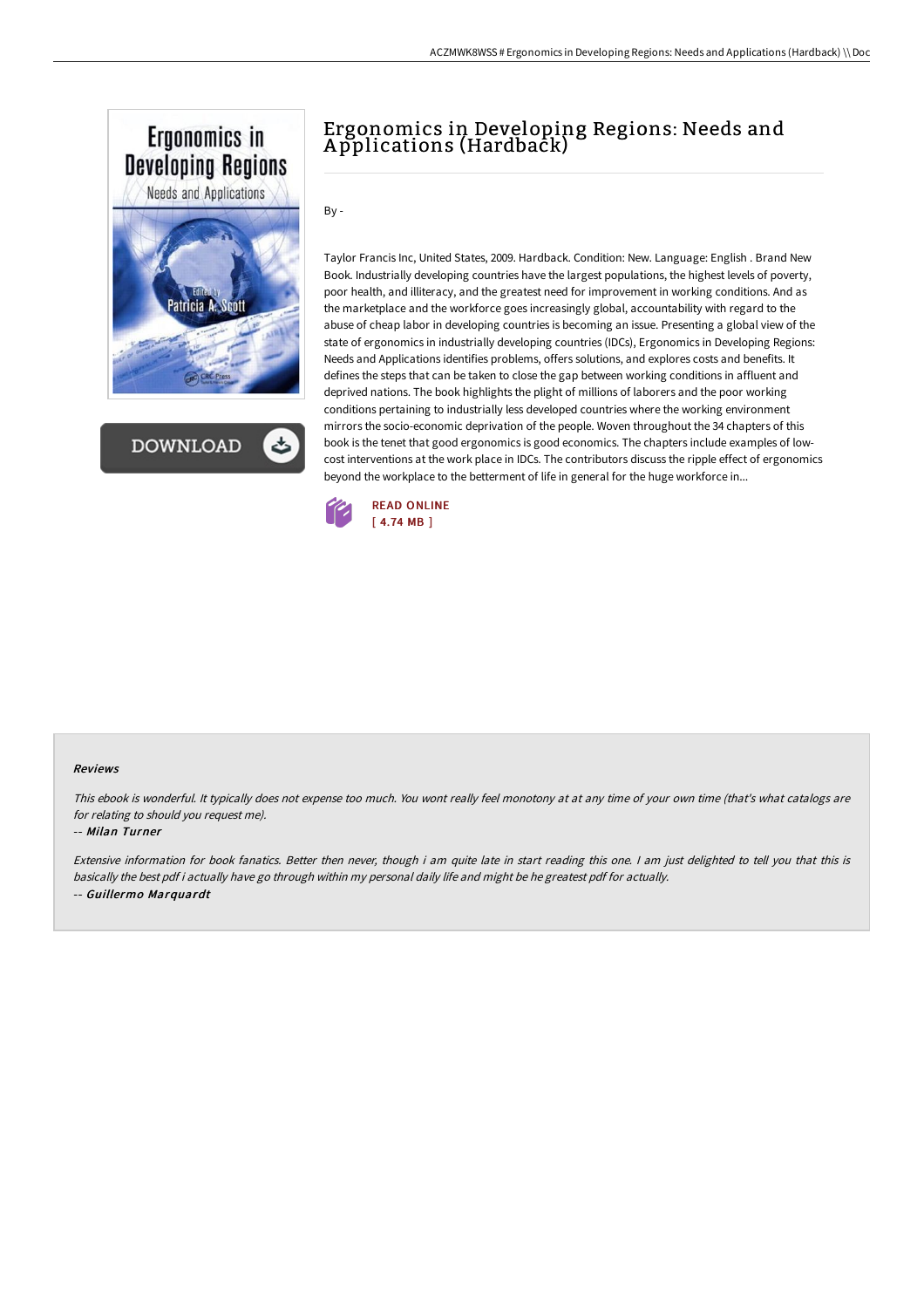# Ergonomics in Developing Regions: Needs and Applications (Hardback)

By -

Taylor Francis Inc, United States, 2009. Hardback. Condition: New. Language: English . Brand New Book. Industrially developing countries have the largest populations, the highest levels of poverty, poor health, and illiteracy, and the greatest need for improvement in working conditions. And as the marketplace and the workforce goes increasingly global, accountability with regard to the abuse of cheap labor in developing countries is becoming an issue. Presenting a global view of the state of ergonomics in industrially developing countries (IDCs), Ergonomics in Developing Regions: Needs and Applications identifies problems, offers solutions, and explores costs and benefits. It defines the steps that can be taken to close the gap between working conditions in affluent and deprived nations. The book highlights the plight of millions of laborers and the poor working conditions pertaining to industrially less developed countries where the working environment mirrors the socio-economic deprivation of the people. Woven throughout the 34 chapters of this book is the tenet that good ergonomics is good economics. The chapters include examples of low-cost interventions at the work place in IDCs. The contributors discuss the ripple effect of ergonomics beyond the workplace to the betterment of life in general for the huge workforce in...

DOWNLOAD

READ ONLINE
[ 4.74 MB ]

#### Reviews

*This ebook is wonderful. It typically does not expense too much. You wont really feel monotony at at any time of your own time (that's what catalogs are for relating to should you request me).*

-- *Milan Turner*

*Extensive information for book fanatics. Better then never, though i am quite late in start reading this one. I am just delighted to tell you that this is basically the best pdf i actually have go through within my personal daily life and might be he greatest pdf for actually.*

-- *Guillermo Marquardt*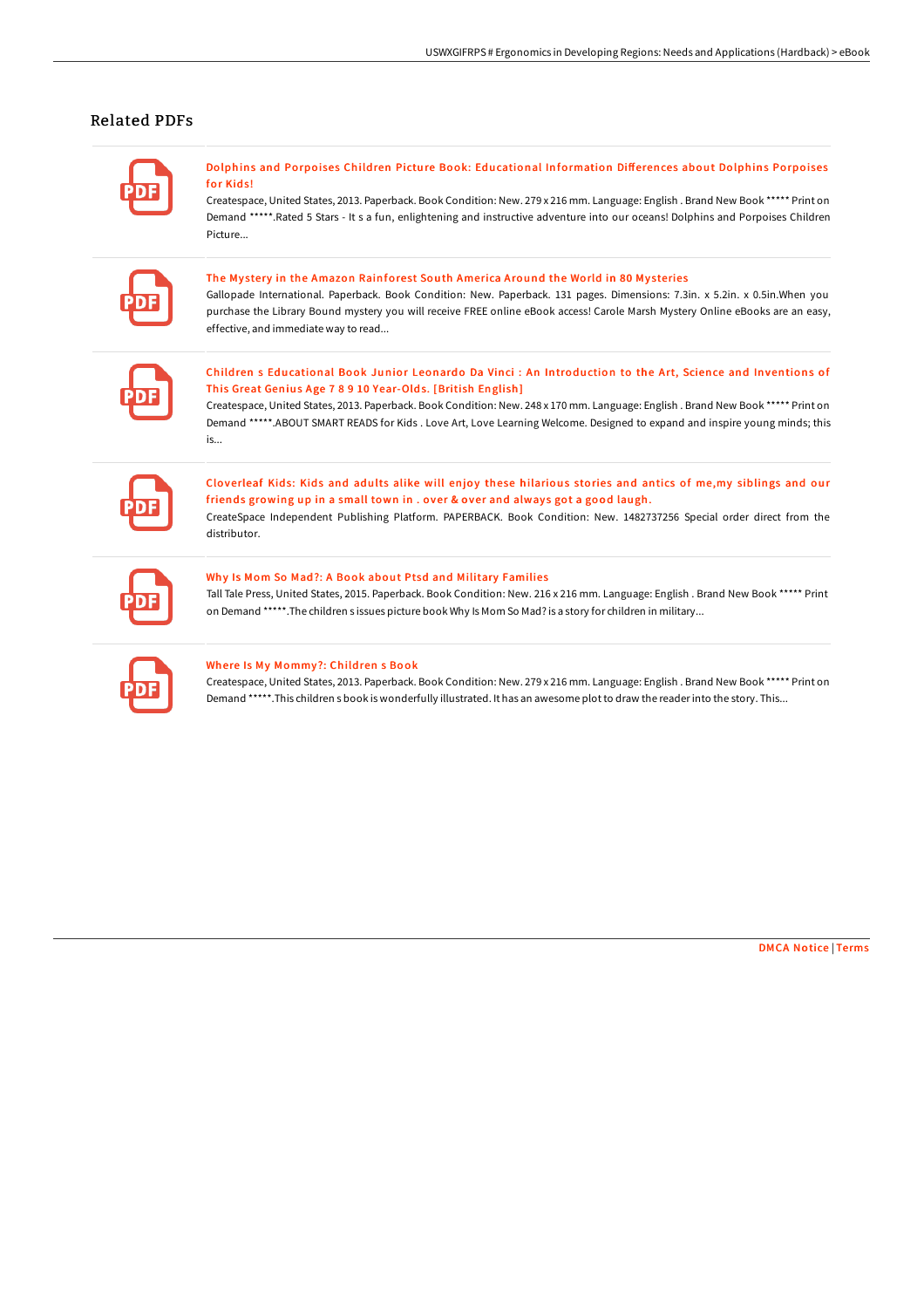## Related PDFs

**Dolphins and Porpoises Children Picture Book: Educational Information Differences about Dolphins Porpoises for Kids!**

Createspace, United States, 2013. Paperback. Book Condition: New. 279 x 216 mm. Language: English . Brand New Book ***** Print on Demand *****.Rated 5 Stars - It s a fun, enlightening and instructive adventure into our oceans! Dolphins and Porpoises Children Picture...

**The Mystery in the Amazon Rainforest South America Around the World in 80 Mysteries**

Gallopade International. Paperback. Book Condition: New. Paperback. 131 pages. Dimensions: 7.3in. x 5.2in. x 0.5in.When you purchase the Library Bound mystery you will receive FREE online eBook access! Carole Marsh Mystery Online eBooks are an easy, effective, and immediate way to read...

**Children s Educational Book Junior Leonardo Da Vinci : An Introduction to the Art, Science and Inventions of This Great Genius Age 7 8 9 10 Year-Olds. [British English]**

Createspace, United States, 2013. Paperback. Book Condition: New. 248 x 170 mm. Language: English . Brand New Book ***** Print on Demand *****.ABOUT SMART READS for Kids . Love Art, Love Learning Welcome. Designed to expand and inspire young minds; this is...

**Cloverleaf Kids: Kids and adults alike will enjoy these hilarious stories and antics of me,my siblings and our friends growing up in a small town in . over & over and always got a good laugh.**

CreateSpace Independent Publishing Platform. PAPERBACK. Book Condition: New. 1482737256 Special order direct from the distributor.

**Why Is Mom So Mad?: A Book about Ptsd and Military Families**

Tall Tale Press, United States, 2015. Paperback. Book Condition: New. 216 x 216 mm. Language: English . Brand New Book ***** Print on Demand *****.The children s issues picture book Why Is Mom So Mad? is a story for children in military...

**Where Is My Mommy?: Children s Book**

Createspace, United States, 2013. Paperback. Book Condition: New. 279 x 216 mm. Language: English . Brand New Book ***** Print on Demand *****.This children s book is wonderfully illustrated. It has an awesome plot to draw the reader into the story. This...